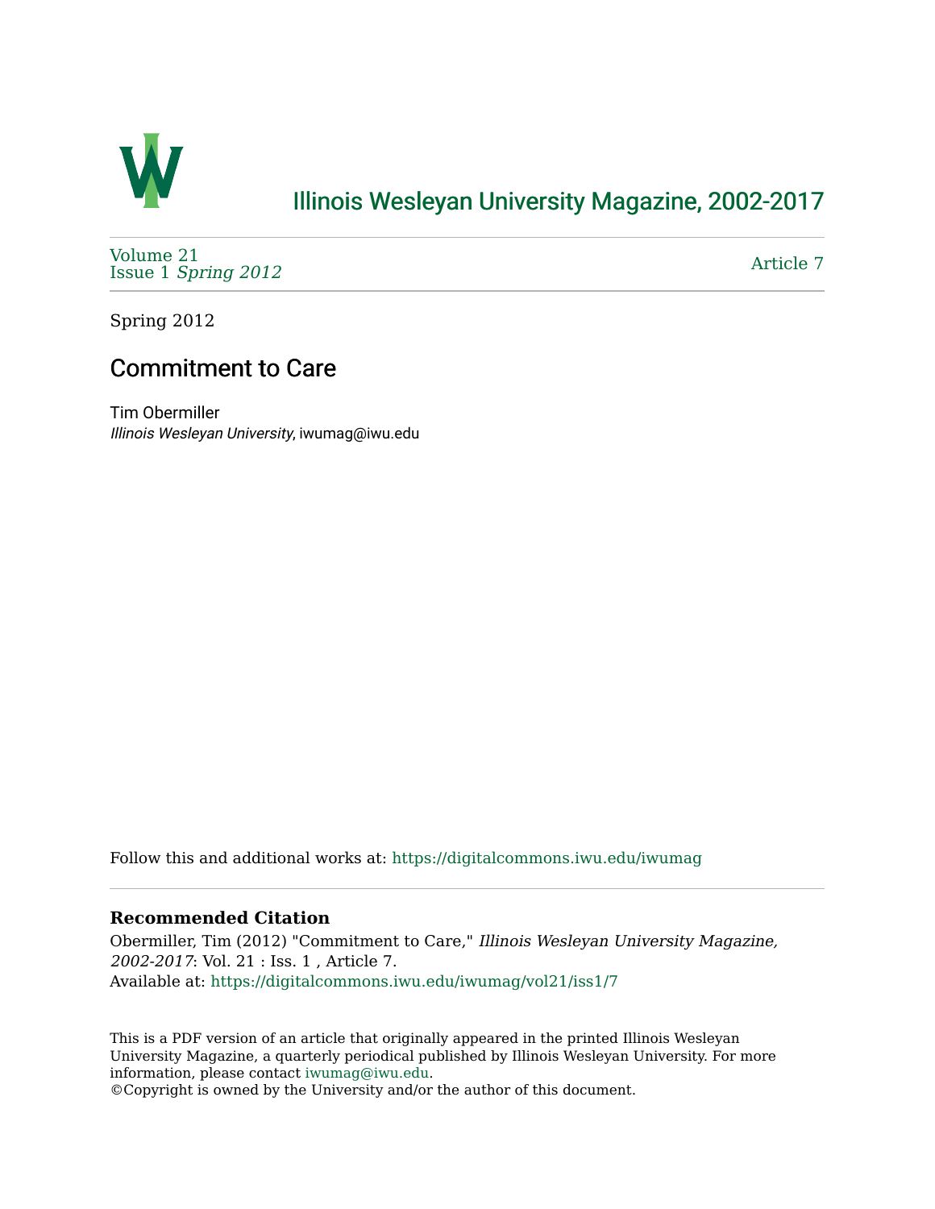# Illinois Wesleyan University Magazine, 2002-2017

Volume 21
Issue 1 *Spring 2012*

Article 7

Spring 2012

## Commitment to Care

Tim Obermiller
*Illinois Wesleyan University*, iwumag@iwu.edu

Follow this and additional works at: https://digitalcommons.iwu.edu/iwumag

### Recommended Citation

Obermiller, Tim (2012) "Commitment to Care," *Illinois Wesleyan University Magazine, 2002-2017*: Vol. 21 : Iss. 1 , Article 7.
Available at: https://digitalcommons.iwu.edu/iwumag/vol21/iss1/7

This is a PDF version of an article that originally appeared in the printed Illinois Wesleyan University Magazine, a quarterly periodical published by Illinois Wesleyan University. For more information, please contact iwumag@iwu.edu.
©Copyright is owned by the University and/or the author of this document.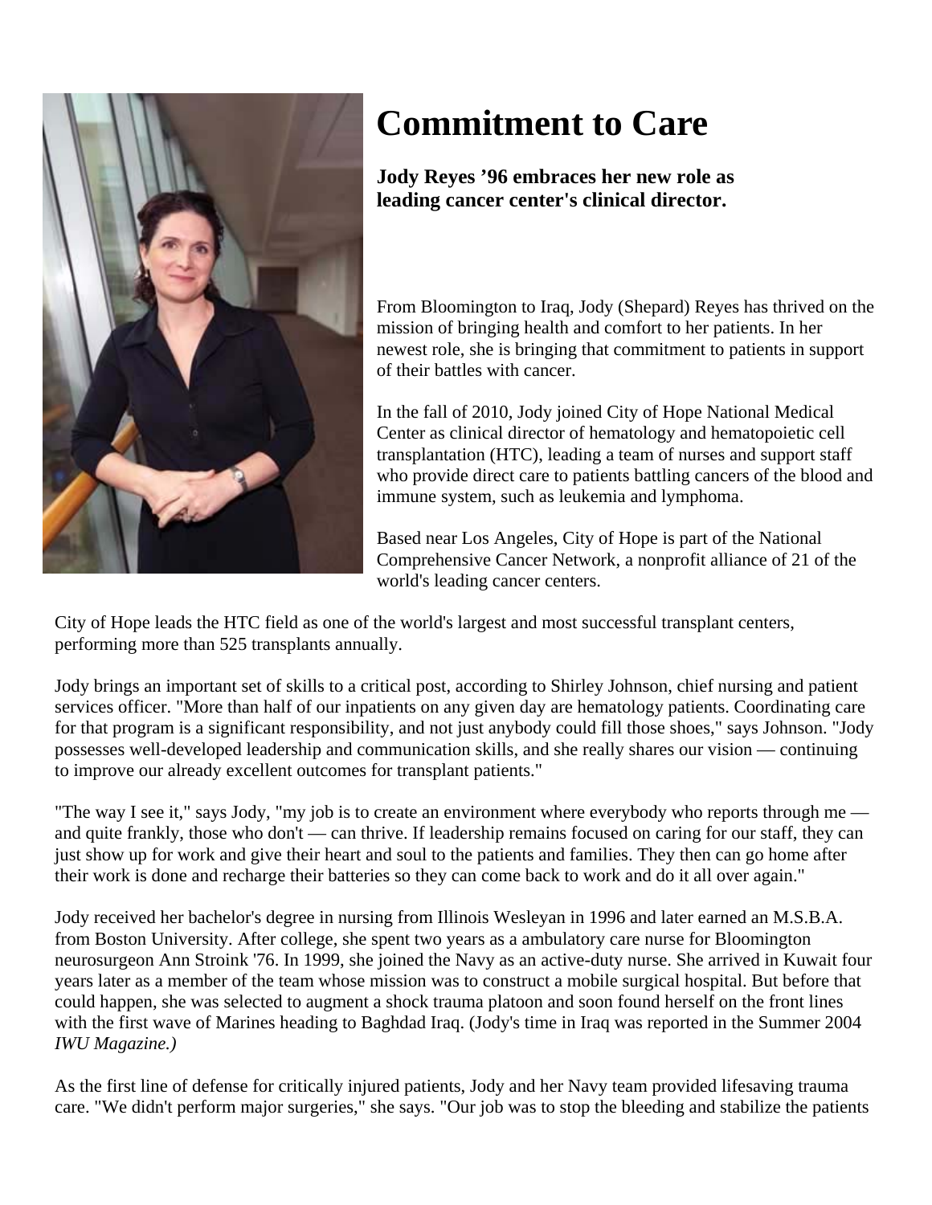# Commitment to Care

**Jody Reyes ’96 embraces her new role as leading cancer center's clinical director.**

From Bloomington to Iraq, Jody (Shepard) Reyes has thrived on the mission of bringing health and comfort to her patients. In her newest role, she is bringing that commitment to patients in support of their battles with cancer.

In the fall of 2010, Jody joined City of Hope National Medical Center as clinical director of hematology and hematopoietic cell transplantation (HTC), leading a team of nurses and support staff who provide direct care to patients battling cancers of the blood and immune system, such as leukemia and lymphoma.

Based near Los Angeles, City of Hope is part of the National Comprehensive Cancer Network, a nonprofit alliance of 21 of the world's leading cancer centers.

City of Hope leads the HTC field as one of the world's largest and most successful transplant centers, performing more than 525 transplants annually.

Jody brings an important set of skills to a critical post, according to Shirley Johnson, chief nursing and patient services officer. "More than half of our inpatients on any given day are hematology patients. Coordinating care for that program is a significant responsibility, and not just anybody could fill those shoes," says Johnson. "Jody possesses well-developed leadership and communication skills, and she really shares our vision — continuing to improve our already excellent outcomes for transplant patients."

"The way I see it," says Jody, "my job is to create an environment where everybody who reports through me — and quite frankly, those who don't — can thrive. If leadership remains focused on caring for our staff, they can just show up for work and give their heart and soul to the patients and families. They then can go home after their work is done and recharge their batteries so they can come back to work and do it all over again."

Jody received her bachelor's degree in nursing from Illinois Wesleyan in 1996 and later earned an M.S.B.A. from Boston University. After college, she spent two years as a ambulatory care nurse for Bloomington neurosurgeon Ann Stroink '76. In 1999, she joined the Navy as an active-duty nurse. She arrived in Kuwait four years later as a member of the team whose mission was to construct a mobile surgical hospital. But before that could happen, she was selected to augment a shock trauma platoon and soon found herself on the front lines with the first wave of Marines heading to Baghdad Iraq. (Jody's time in Iraq was reported in the Summer 2004 *IWU Magazine.)*

As the first line of defense for critically injured patients, Jody and her Navy team provided lifesaving trauma care. "We didn't perform major surgeries," she says. "Our job was to stop the bleeding and stabilize the patients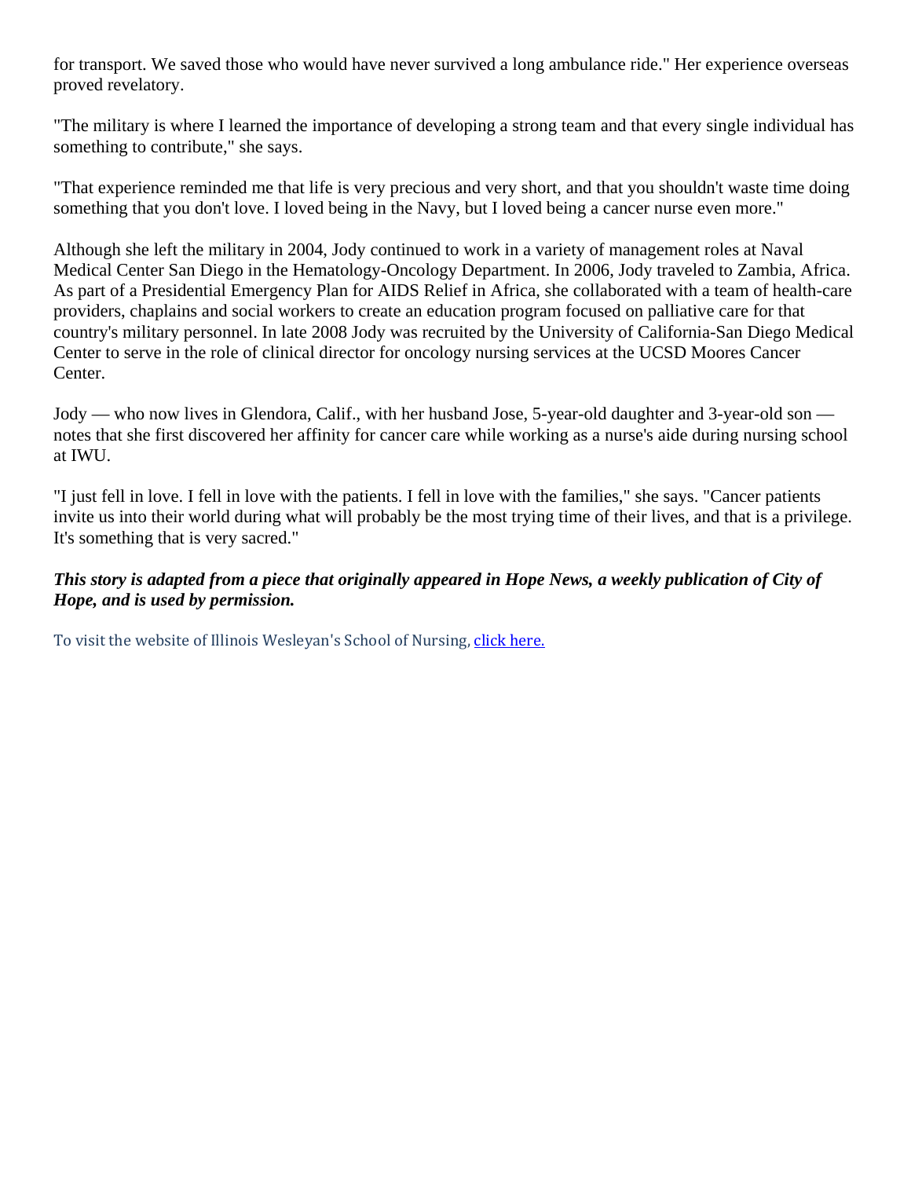for transport. We saved those who would have never survived a long ambulance ride." Her experience overseas proved revelatory.

"The military is where I learned the importance of developing a strong team and that every single individual has something to contribute," she says.

"That experience reminded me that life is very precious and very short, and that you shouldn't waste time doing something that you don't love. I loved being in the Navy, but I loved being a cancer nurse even more."

Although she left the military in 2004, Jody continued to work in a variety of management roles at Naval Medical Center San Diego in the Hematology-Oncology Department. In 2006, Jody traveled to Zambia, Africa. As part of a Presidential Emergency Plan for AIDS Relief in Africa, she collaborated with a team of health-care providers, chaplains and social workers to create an education program focused on palliative care for that country's military personnel. In late 2008 Jody was recruited by the University of California-San Diego Medical Center to serve in the role of clinical director for oncology nursing services at the UCSD Moores Cancer Center.

Jody — who now lives in Glendora, Calif., with her husband Jose, 5-year-old daughter and 3-year-old son — notes that she first discovered her affinity for cancer care while working as a nurse's aide during nursing school at IWU.

"I just fell in love. I fell in love with the patients. I fell in love with the families," she says. "Cancer patients invite us into their world during what will probably be the most trying time of their lives, and that is a privilege. It's something that is very sacred."

***This story is adapted from a piece that originally appeared in Hope News, a weekly publication of City of Hope, and is used by permission.***

To visit the website of Illinois Wesleyan's School of Nursing, click here.